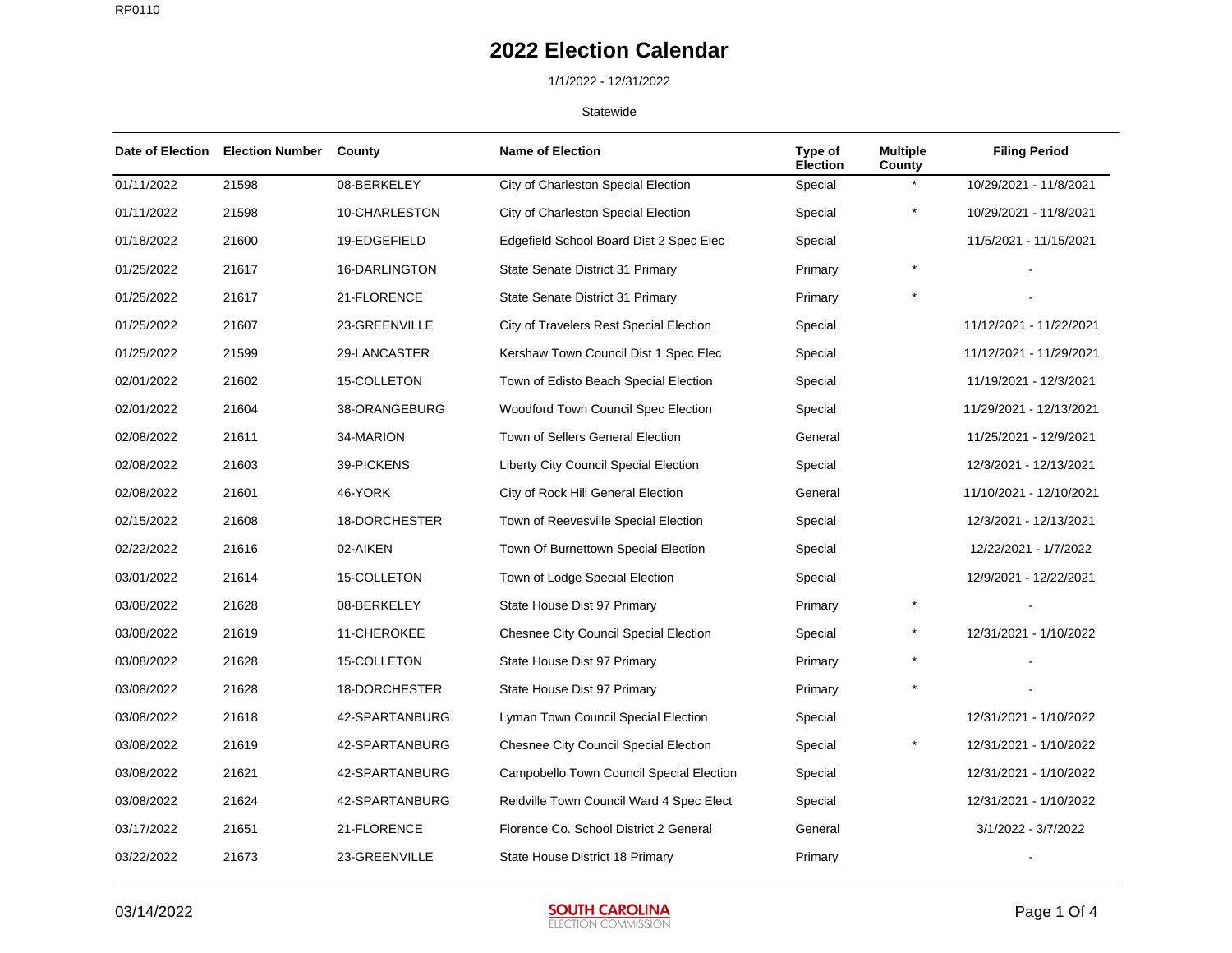# 2022 Election Calendar

1/1/2022 - 12/31/2022

Statewide

| Date of Election | Election Number | County | Name of Election | Type of Election | Multiple County | Filing Period |
|---|---|---|---|---|---|---|
| 01/11/2022 | 21598 | 08-BERKELEY | City of Charleston Special Election | Special | * | 10/29/2021 - 11/8/2021 |
| 01/11/2022 | 21598 | 10-CHARLESTON | City of Charleston Special Election | Special | * | 10/29/2021 - 11/8/2021 |
| 01/18/2022 | 21600 | 19-EDGEFIELD | Edgefield School Board Dist 2 Spec Elec | Special | | 11/5/2021 - 11/15/2021 |
| 01/25/2022 | 21617 | 16-DARLINGTON | State Senate District 31 Primary | Primary | * | - |
| 01/25/2022 | 21617 | 21-FLORENCE | State Senate District 31 Primary | Primary | * | - |
| 01/25/2022 | 21607 | 23-GREENVILLE | City of Travelers Rest Special Election | Special | | 11/12/2021 - 11/22/2021 |
| 01/25/2022 | 21599 | 29-LANCASTER | Kershaw Town Council Dist 1 Spec Elec | Special | | 11/12/2021 - 11/29/2021 |
| 02/01/2022 | 21602 | 15-COLLETON | Town of Edisto Beach Special Election | Special | | 11/19/2021 - 12/3/2021 |
| 02/01/2022 | 21604 | 38-ORANGEBURG | Woodford Town Council Spec Election | Special | | 11/29/2021 - 12/13/2021 |
| 02/08/2022 | 21611 | 34-MARION | Town of Sellers General Election | General | | 11/25/2021 - 12/9/2021 |
| 02/08/2022 | 21603 | 39-PICKENS | Liberty City Council Special Election | Special | | 12/3/2021 - 12/13/2021 |
| 02/08/2022 | 21601 | 46-YORK | City of Rock Hill General Election | General | | 11/10/2021 - 12/10/2021 |
| 02/15/2022 | 21608 | 18-DORCHESTER | Town of Reevesville Special Election | Special | | 12/3/2021 - 12/13/2021 |
| 02/22/2022 | 21616 | 02-AIKEN | Town Of Burnettown Special Election | Special | | 12/22/2021 - 1/7/2022 |
| 03/01/2022 | 21614 | 15-COLLETON | Town of Lodge Special Election | Special | | 12/9/2021 - 12/22/2021 |
| 03/08/2022 | 21628 | 08-BERKELEY | State House Dist 97 Primary | Primary | * | - |
| 03/08/2022 | 21619 | 11-CHEROKEE | Chesnee City Council Special Election | Special | * | 12/31/2021 - 1/10/2022 |
| 03/08/2022 | 21628 | 15-COLLETON | State House Dist 97 Primary | Primary | * | - |
| 03/08/2022 | 21628 | 18-DORCHESTER | State House Dist 97 Primary | Primary | * | - |
| 03/08/2022 | 21618 | 42-SPARTANBURG | Lyman Town Council Special Election | Special | | 12/31/2021 - 1/10/2022 |
| 03/08/2022 | 21619 | 42-SPARTANBURG | Chesnee City Council Special Election | Special | * | 12/31/2021 - 1/10/2022 |
| 03/08/2022 | 21621 | 42-SPARTANBURG | Campobello Town Council Special Election | Special | | 12/31/2021 - 1/10/2022 |
| 03/08/2022 | 21624 | 42-SPARTANBURG | Reidville Town Council Ward 4 Spec Elect | Special | | 12/31/2021 - 1/10/2022 |
| 03/17/2022 | 21651 | 21-FLORENCE | Florence Co. School District 2 General | General | | 3/1/2022 - 3/7/2022 |
| 03/22/2022 | 21673 | 23-GREENVILLE | State House District 18 Primary | Primary | | - |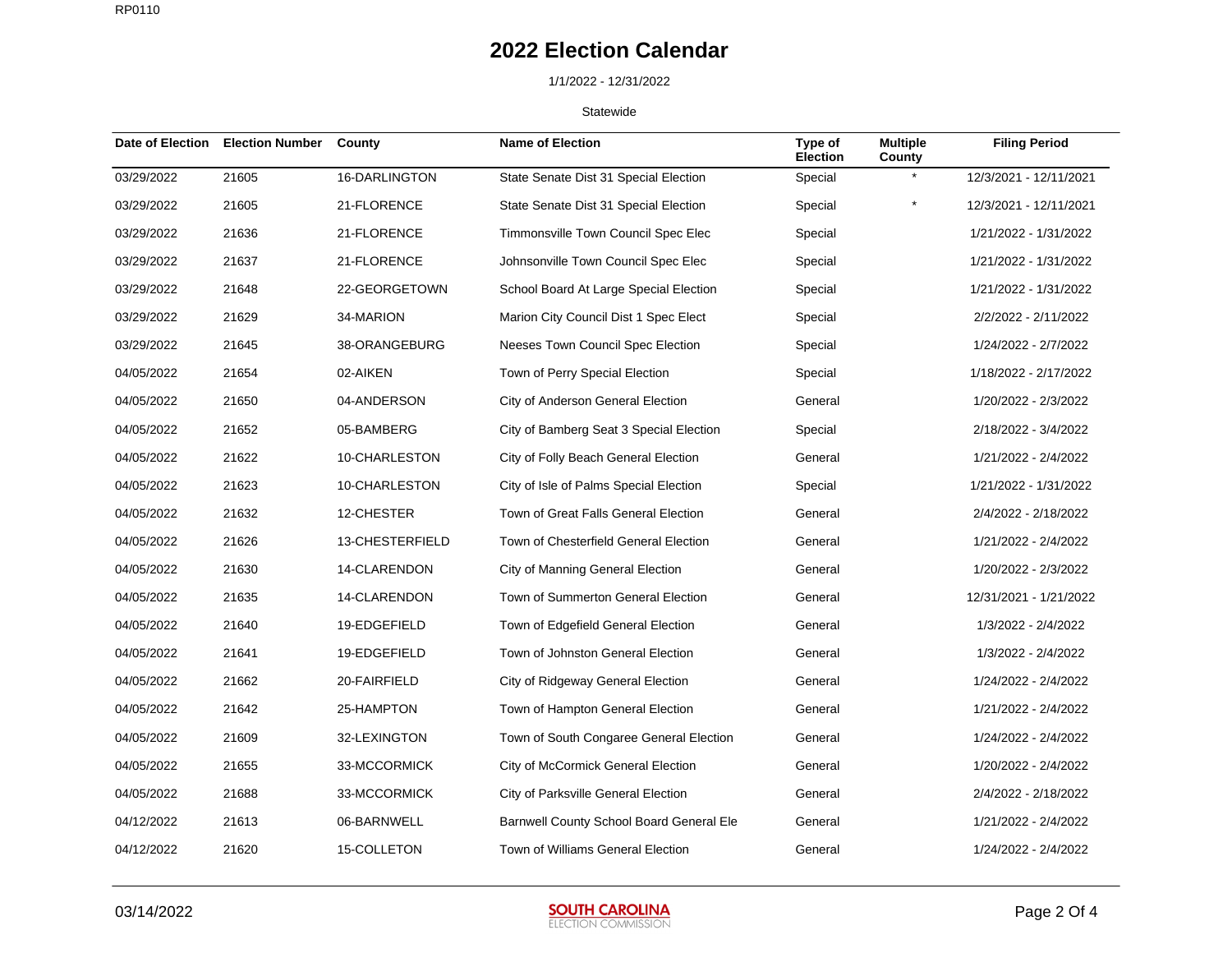# 2022 Election Calendar

1/1/2022 - 12/31/2022

Statewide

| Date of Election | Election Number | County | Name of Election | Type of Election | Multiple County | Filing Period |
|---|---|---|---|---|---|---|
| 03/29/2022 | 21605 | 16-DARLINGTON | State Senate Dist 31 Special Election | Special | * | 12/3/2021 - 12/11/2021 |
| 03/29/2022 | 21605 | 21-FLORENCE | State Senate Dist 31 Special Election | Special | * | 12/3/2021 - 12/11/2021 |
| 03/29/2022 | 21636 | 21-FLORENCE | Timmonsville Town Council Spec Elec | Special | | 1/21/2022 - 1/31/2022 |
| 03/29/2022 | 21637 | 21-FLORENCE | Johnsonville Town Council Spec Elec | Special | | 1/21/2022 - 1/31/2022 |
| 03/29/2022 | 21648 | 22-GEORGETOWN | School Board At Large Special Election | Special | | 1/21/2022 - 1/31/2022 |
| 03/29/2022 | 21629 | 34-MARION | Marion City Council Dist 1 Spec Elect | Special | | 2/2/2022 - 2/11/2022 |
| 03/29/2022 | 21645 | 38-ORANGEBURG | Neeses Town Council Spec Election | Special | | 1/24/2022 - 2/7/2022 |
| 04/05/2022 | 21654 | 02-AIKEN | Town of Perry Special Election | Special | | 1/18/2022 - 2/17/2022 |
| 04/05/2022 | 21650 | 04-ANDERSON | City of Anderson General Election | General | | 1/20/2022 - 2/3/2022 |
| 04/05/2022 | 21652 | 05-BAMBERG | City of Bamberg Seat 3 Special Election | Special | | 2/18/2022 - 3/4/2022 |
| 04/05/2022 | 21622 | 10-CHARLESTON | City of Folly Beach General Election | General | | 1/21/2022 - 2/4/2022 |
| 04/05/2022 | 21623 | 10-CHARLESTON | City of Isle of Palms Special Election | Special | | 1/21/2022 - 1/31/2022 |
| 04/05/2022 | 21632 | 12-CHESTER | Town of Great Falls General Election | General | | 2/4/2022 - 2/18/2022 |
| 04/05/2022 | 21626 | 13-CHESTERFIELD | Town of Chesterfield General Election | General | | 1/21/2022 - 2/4/2022 |
| 04/05/2022 | 21630 | 14-CLARENDON | City of Manning General Election | General | | 1/20/2022 - 2/3/2022 |
| 04/05/2022 | 21635 | 14-CLARENDON | Town of Summerton General Election | General | | 12/31/2021 - 1/21/2022 |
| 04/05/2022 | 21640 | 19-EDGEFIELD | Town of Edgefield General Election | General | | 1/3/2022 - 2/4/2022 |
| 04/05/2022 | 21641 | 19-EDGEFIELD | Town of Johnston General Election | General | | 1/3/2022 - 2/4/2022 |
| 04/05/2022 | 21662 | 20-FAIRFIELD | City of Ridgeway General Election | General | | 1/24/2022 - 2/4/2022 |
| 04/05/2022 | 21642 | 25-HAMPTON | Town of Hampton General Election | General | | 1/21/2022 - 2/4/2022 |
| 04/05/2022 | 21609 | 32-LEXINGTON | Town of South Congaree General Election | General | | 1/24/2022 - 2/4/2022 |
| 04/05/2022 | 21655 | 33-MCCORMICK | City of McCormick General Election | General | | 1/20/2022 - 2/4/2022 |
| 04/05/2022 | 21688 | 33-MCCORMICK | City of Parksville General Election | General | | 2/4/2022 - 2/18/2022 |
| 04/12/2022 | 21613 | 06-BARNWELL | Barnwell County School Board General Ele | General | | 1/21/2022 - 2/4/2022 |
| 04/12/2022 | 21620 | 15-COLLETON | Town of Williams General Election | General | | 1/24/2022 - 2/4/2022 |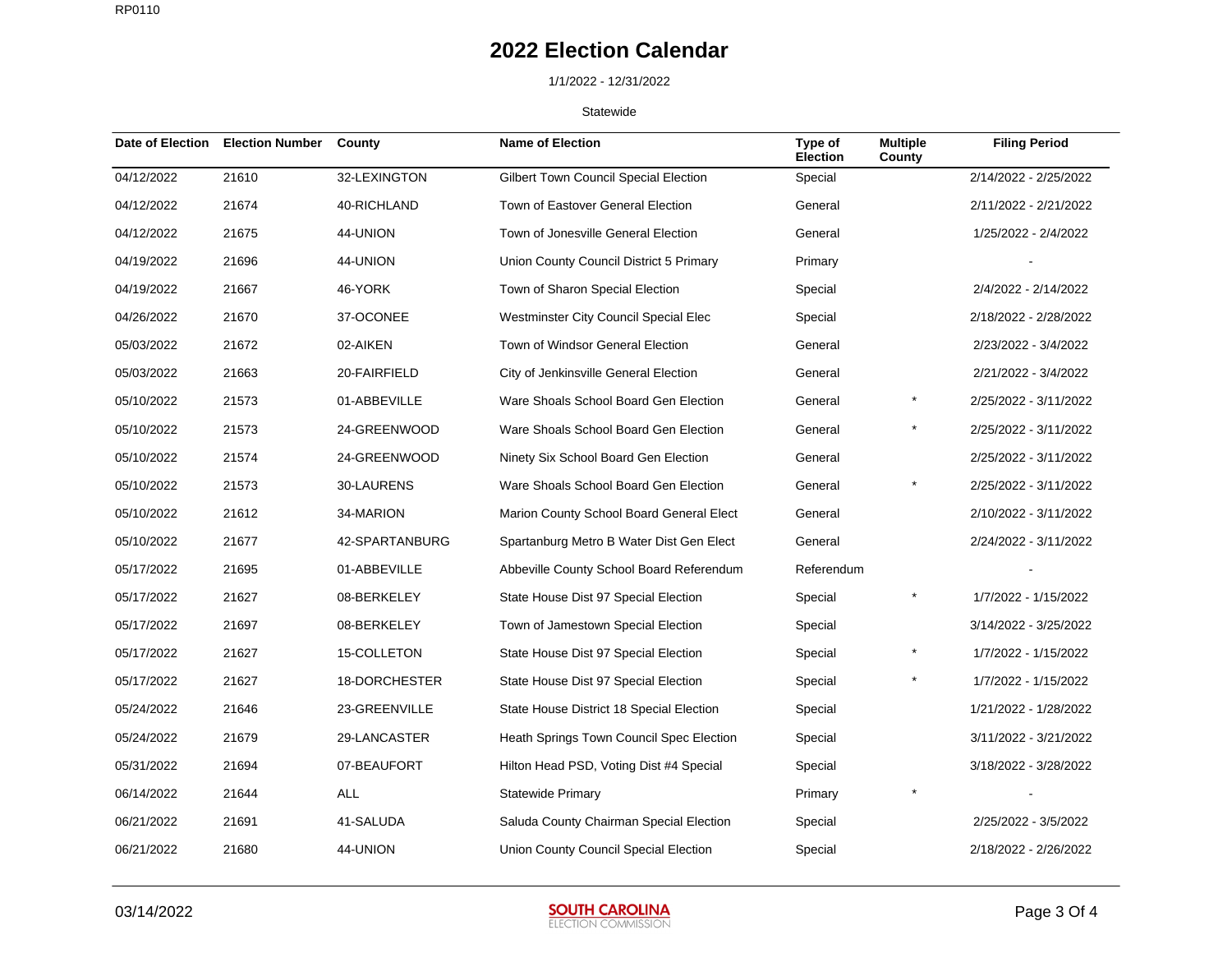# 2022 Election Calendar

1/1/2022 - 12/31/2022

Statewide

| Date of Election | Election Number | County | Name of Election | Type of Election | Multiple County | Filing Period |
|---|---|---|---|---|---|---|
| 04/12/2022 | 21610 | 32-LEXINGTON | Gilbert Town Council Special Election | Special | | 2/14/2022 - 2/25/2022 |
| 04/12/2022 | 21674 | 40-RICHLAND | Town of Eastover General Election | General | | 2/11/2022 - 2/21/2022 |
| 04/12/2022 | 21675 | 44-UNION | Town of Jonesville General Election | General | | 1/25/2022 - 2/4/2022 |
| 04/19/2022 | 21696 | 44-UNION | Union County Council District 5 Primary | Primary | | - |
| 04/19/2022 | 21667 | 46-YORK | Town of Sharon Special Election | Special | | 2/4/2022 - 2/14/2022 |
| 04/26/2022 | 21670 | 37-OCONEE | Westminster City Council Special Elec | Special | | 2/18/2022 - 2/28/2022 |
| 05/03/2022 | 21672 | 02-AIKEN | Town of Windsor General Election | General | | 2/23/2022 - 3/4/2022 |
| 05/03/2022 | 21663 | 20-FAIRFIELD | City of Jenkinsville General Election | General | | 2/21/2022 - 3/4/2022 |
| 05/10/2022 | 21573 | 01-ABBEVILLE | Ware Shoals School Board Gen Election | General | * | 2/25/2022 - 3/11/2022 |
| 05/10/2022 | 21573 | 24-GREENWOOD | Ware Shoals School Board Gen Election | General | * | 2/25/2022 - 3/11/2022 |
| 05/10/2022 | 21574 | 24-GREENWOOD | Ninety Six School Board Gen Election | General | | 2/25/2022 - 3/11/2022 |
| 05/10/2022 | 21573 | 30-LAURENS | Ware Shoals School Board Gen Election | General | * | 2/25/2022 - 3/11/2022 |
| 05/10/2022 | 21612 | 34-MARION | Marion County School Board General Elect | General | | 2/10/2022 - 3/11/2022 |
| 05/10/2022 | 21677 | 42-SPARTANBURG | Spartanburg Metro B Water Dist Gen Elect | General | | 2/24/2022 - 3/11/2022 |
| 05/17/2022 | 21695 | 01-ABBEVILLE | Abbeville County School Board Referendum | Referendum | | - |
| 05/17/2022 | 21627 | 08-BERKELEY | State House Dist 97 Special Election | Special | * | 1/7/2022 - 1/15/2022 |
| 05/17/2022 | 21697 | 08-BERKELEY | Town of Jamestown Special Election | Special | | 3/14/2022 - 3/25/2022 |
| 05/17/2022 | 21627 | 15-COLLETON | State House Dist 97 Special Election | Special | * | 1/7/2022 - 1/15/2022 |
| 05/17/2022 | 21627 | 18-DORCHESTER | State House Dist 97 Special Election | Special | * | 1/7/2022 - 1/15/2022 |
| 05/24/2022 | 21646 | 23-GREENVILLE | State House District 18 Special Election | Special | | 1/21/2022 - 1/28/2022 |
| 05/24/2022 | 21679 | 29-LANCASTER | Heath Springs Town Council Spec Election | Special | | 3/11/2022 - 3/21/2022 |
| 05/31/2022 | 21694 | 07-BEAUFORT | Hilton Head PSD, Voting Dist #4 Special | Special | | 3/18/2022 - 3/28/2022 |
| 06/14/2022 | 21644 | ALL | Statewide Primary | Primary | * | - |
| 06/21/2022 | 21691 | 41-SALUDA | Saluda County Chairman Special Election | Special | | 2/25/2022 - 3/5/2022 |
| 06/21/2022 | 21680 | 44-UNION | Union County Council Special Election | Special | | 2/18/2022 - 2/26/2022 |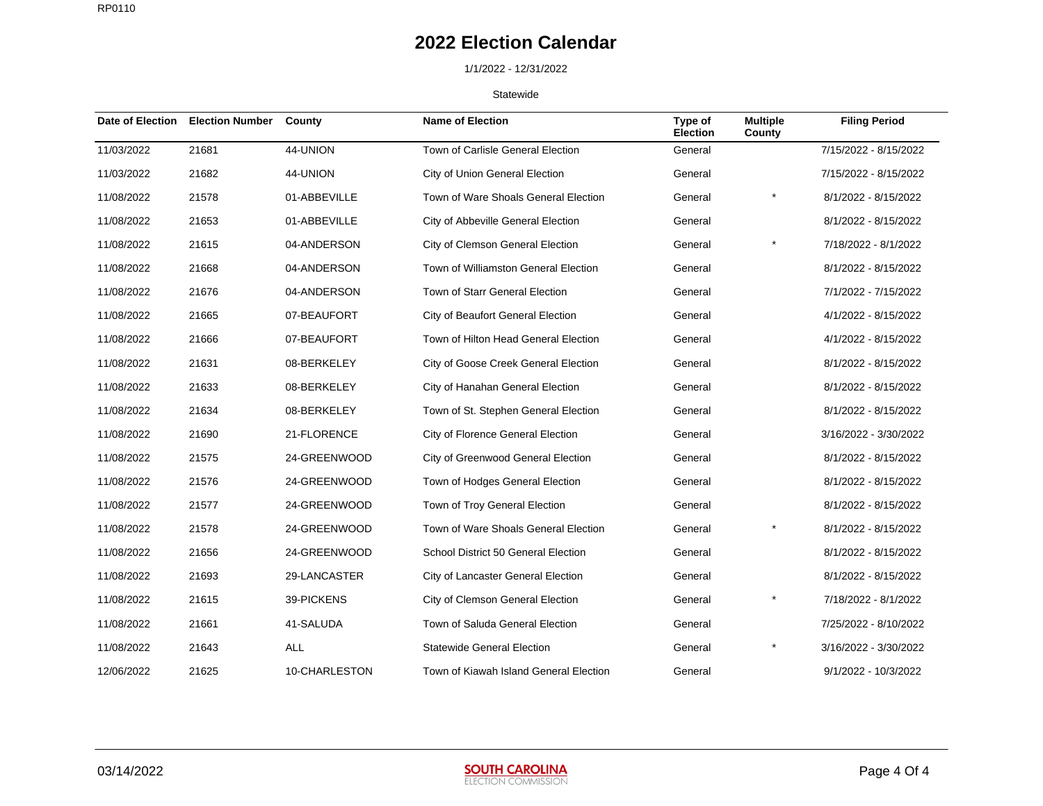# 2022 Election Calendar

1/1/2022 - 12/31/2022

Statewide

| Date of Election | Election Number | County | Name of Election | Type of Election | Multiple County | Filing Period |
|---|---|---|---|---|---|---|
| 11/03/2022 | 21681 | 44-UNION | Town of Carlisle General Election | General | | 7/15/2022 - 8/15/2022 |
| 11/03/2022 | 21682 | 44-UNION | City of Union General Election | General | | 7/15/2022 - 8/15/2022 |
| 11/08/2022 | 21578 | 01-ABBEVILLE | Town of Ware Shoals General Election | General | * | 8/1/2022 - 8/15/2022 |
| 11/08/2022 | 21653 | 01-ABBEVILLE | City of Abbeville General Election | General | | 8/1/2022 - 8/15/2022 |
| 11/08/2022 | 21615 | 04-ANDERSON | City of Clemson General Election | General | * | 7/18/2022 - 8/1/2022 |
| 11/08/2022 | 21668 | 04-ANDERSON | Town of Williamston General Election | General | | 8/1/2022 - 8/15/2022 |
| 11/08/2022 | 21676 | 04-ANDERSON | Town of Starr General Election | General | | 7/1/2022 - 7/15/2022 |
| 11/08/2022 | 21665 | 07-BEAUFORT | City of Beaufort General Election | General | | 4/1/2022 - 8/15/2022 |
| 11/08/2022 | 21666 | 07-BEAUFORT | Town of Hilton Head General Election | General | | 4/1/2022 - 8/15/2022 |
| 11/08/2022 | 21631 | 08-BERKELEY | City of Goose Creek General Election | General | | 8/1/2022 - 8/15/2022 |
| 11/08/2022 | 21633 | 08-BERKELEY | City of Hanahan General Election | General | | 8/1/2022 - 8/15/2022 |
| 11/08/2022 | 21634 | 08-BERKELEY | Town of St. Stephen General Election | General | | 8/1/2022 - 8/15/2022 |
| 11/08/2022 | 21690 | 21-FLORENCE | City of Florence General Election | General | | 3/16/2022 - 3/30/2022 |
| 11/08/2022 | 21575 | 24-GREENWOOD | City of Greenwood General Election | General | | 8/1/2022 - 8/15/2022 |
| 11/08/2022 | 21576 | 24-GREENWOOD | Town of Hodges General Election | General | | 8/1/2022 - 8/15/2022 |
| 11/08/2022 | 21577 | 24-GREENWOOD | Town of Troy General Election | General | | 8/1/2022 - 8/15/2022 |
| 11/08/2022 | 21578 | 24-GREENWOOD | Town of Ware Shoals General Election | General | * | 8/1/2022 - 8/15/2022 |
| 11/08/2022 | 21656 | 24-GREENWOOD | School District 50 General Election | General | | 8/1/2022 - 8/15/2022 |
| 11/08/2022 | 21693 | 29-LANCASTER | City of Lancaster General Election | General | | 8/1/2022 - 8/15/2022 |
| 11/08/2022 | 21615 | 39-PICKENS | City of Clemson General Election | General | * | 7/18/2022 - 8/1/2022 |
| 11/08/2022 | 21661 | 41-SALUDA | Town of Saluda General Election | General | | 7/25/2022 - 8/10/2022 |
| 11/08/2022 | 21643 | ALL | Statewide General Election | General | * | 3/16/2022 - 3/30/2022 |
| 12/06/2022 | 21625 | 10-CHARLESTON | Town of Kiawah Island General Election | General | | 9/1/2022 - 10/3/2022 |